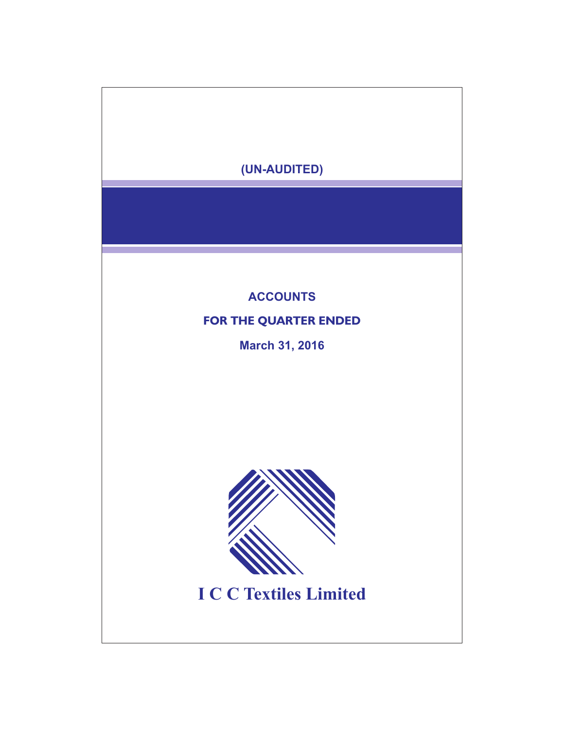(UN-AUDITED)

# ACCOUNTS

## FOR THE QUARTER ENDED

## March 31, 2016

# I C C Textiles Limited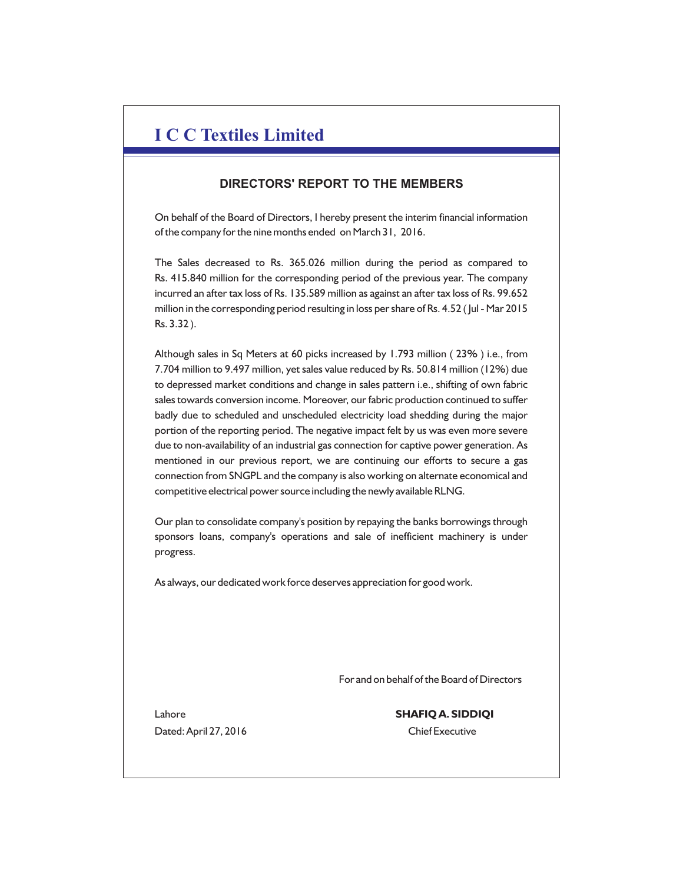# I C C Textiles Limited

## DIRECTORS' REPORT TO THE MEMBERS

On behalf of the Board of Directors, I hereby present the interim financial information of the company for the nine months ended on March 31, 2016.

The Sales decreased to Rs. 365.026 million during the period as compared to Rs. 415.840 million for the corresponding period of the previous year. The company incurred an after tax loss of Rs. 135.589 million as against an after tax loss of Rs. 99.652 million in the corresponding period resulting in loss per share of Rs. 4.52 ( Jul - Mar 2015 Rs. 3.32 ).

Although sales in Sq Meters at 60 picks increased by 1.793 million ( 23% ) i.e., from 7.704 million to 9.497 million, yet sales value reduced by Rs. 50.814 million (12%) due to depressed market conditions and change in sales pattern i.e., shifting of own fabric sales towards conversion income. Moreover, our fabric production continued to suffer badly due to scheduled and unscheduled electricity load shedding during the major portion of the reporting period. The negative impact felt by us was even more severe due to non-availability of an industrial gas connection for captive power generation. As mentioned in our previous report, we are continuing our efforts to secure a gas connection from SNGPL and the company is also working on alternate economical and competitive electrical power source including the newly available RLNG.

Our plan to consolidate company's position by repaying the banks borrowings through sponsors loans, company's operations and sale of inefficient machinery is under progress.

As always, our dedicated work force deserves appreciation for good work.

For and on behalf of the Board of Directors

Lahore
Dated: April 27, 2016

**SHAFIQ A. SIDDIQI**
Chief Executive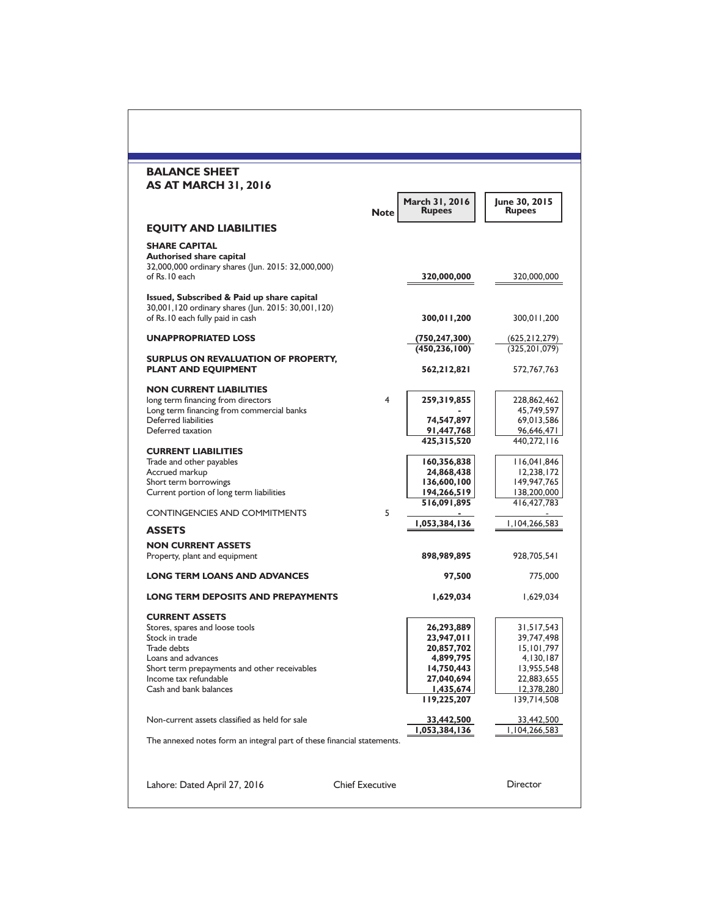# BALANCE SHEET
## AS AT MARCH 31, 2016

| | Note | March 31, 2016 Rupees | June 30, 2015 Rupees |
|---|---|---|---|
| **EQUITY AND LIABILITIES** | | | |
| **SHARE CAPITAL** | | | |
| **Authorised share capital** | | | |
| 32,000,000 ordinary shares (Jun. 2015: 32,000,000) of Rs.10 each | | **320,000,000** | 320,000,000 |
| **Issued, Subscribed & Paid up share capital** | | | |
| 30,001,120 ordinary shares (Jun. 2015: 30,001,120) of Rs.10 each fully paid in cash | | **300,011,200** | 300,011,200 |
| **UNAPPROPRIATED LOSS** | | **(750,247,300)** | (625,212,279) |
| | | **(450,236,100)** | (325,201,079) |
| **SURPLUS ON REVALUATION OF PROPERTY, PLANT AND EQUIPMENT** | | **562,212,821** | 572,767,763 |
| **NON CURRENT LIABILITIES** | | | |
| long term financing from directors | 4 | **259,319,855** | 228,862,462 |
| Long term financing from commercial banks | | **-** | 45,749,597 |
| Deferred liabilities | | **74,547,897** | 69,013,586 |
| Deferred taxation | | **91,447,768** | 96,646,471 |
| | | **425,315,520** | 440,272,116 |
| **CURRENT LIABILITIES** | | | |
| Trade and other payables | | **160,356,838** | 116,041,846 |
| Accrued markup | | **24,868,438** | 12,238,172 |
| Short term borrowings | | **136,600,100** | 149,947,765 |
| Current portion of long term liabilities | | **194,266,519** | 138,200,000 |
| | | **516,091,895** | 416,427,783 |
| CONTINGENCIES AND COMMITMENTS | 5 | **-** | - |
| | | **1,053,384,136** | 1,104,266,583 |
| **ASSETS** | | | |
| **NON CURRENT ASSETS** | | | |
| Property, plant and equipment | | **898,989,895** | 928,705,541 |
| **LONG TERM LOANS AND ADVANCES** | | **97,500** | 775,000 |
| **LONG TERM DEPOSITS AND PREPAYMENTS** | | **1,629,034** | 1,629,034 |
| **CURRENT ASSETS** | | | |
| Stores, spares and loose tools | | **26,293,889** | 31,517,543 |
| Stock in trade | | **23,947,011** | 39,747,498 |
| Trade debts | | **20,857,702** | 15,101,797 |
| Loans and advances | | **4,899,795** | 4,130,187 |
| Short term prepayments and other receivables | | **14,750,443** | 13,955,548 |
| Income tax refundable | | **27,040,694** | 22,883,655 |
| Cash and bank balances | | **1,435,674** | 12,378,280 |
| | | **119,225,207** | 139,714,508 |
| Non-current assets classified as held for sale | | **33,442,500** | 33,442,500 |
| | | **1,053,384,136** | 1,104,266,583 |

The annexed notes form an integral part of these financial statements.

Lahore: Dated April 27, 2016 | Chief Executive | Director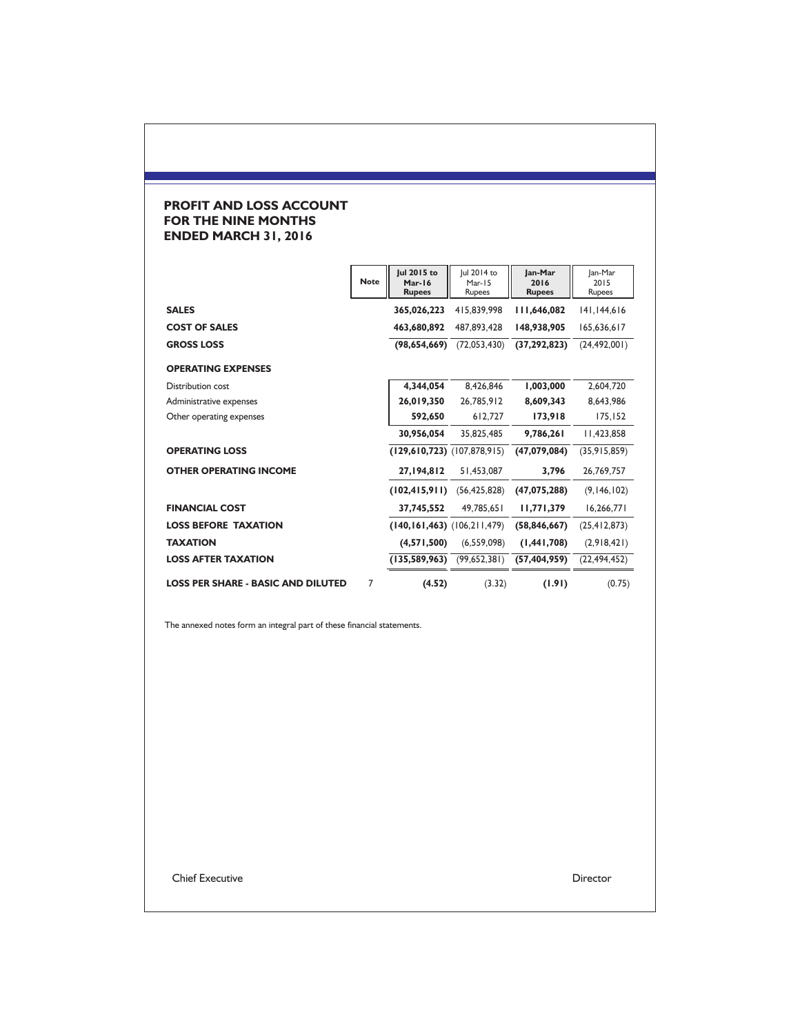## PROFIT AND LOSS ACCOUNT FOR THE NINE MONTHS ENDED MARCH 31, 2016

| | Note | Jul 2015 to Mar-16 Rupees | Jul 2014 to Mar-15 Rupees | Jan-Mar 2016 Rupees | Jan-Mar 2015 Rupees |
|---|---|---|---|---|---|
| **SALES** | | **365,026,223** | 415,839,998 | **111,646,082** | 141,144,616 |
| **COST OF SALES** | | **463,680,892** | 487,893,428 | **148,938,905** | 165,636,617 |
| **GROSS LOSS** | | **(98,654,669)** | (72,053,430) | **(37,292,823)** | (24,492,001) |
| **OPERATING EXPENSES** | | | | | |
| Distribution cost | | **4,344,054** | 8,426,846 | **1,003,000** | 2,604,720 |
| Administrative expenses | | **26,019,350** | 26,785,912 | **8,609,343** | 8,643,986 |
| Other operating expenses | | **592,650** | 612,727 | **173,918** | 175,152 |
| | | **30,956,054** | 35,825,485 | **9,786,261** | 11,423,858 |
| **OPERATING LOSS** | | **(129,610,723)** | (107,878,915) | **(47,079,084)** | (35,915,859) |
| **OTHER OPERATING INCOME** | | **27,194,812** | 51,453,087 | **3,796** | 26,769,757 |
| | | **(102,415,911)** | (56,425,828) | **(47,075,288)** | (9,146,102) |
| **FINANCIAL COST** | | **37,745,552** | 49,785,651 | **11,771,379** | 16,266,771 |
| **LOSS BEFORE TAXATION** | | **(140,161,463)** | (106,211,479) | **(58,846,667)** | (25,412,873) |
| **TAXATION** | | **(4,571,500)** | (6,559,098) | **(1,441,708)** | (2,918,421) |
| **LOSS AFTER TAXATION** | | **(135,589,963)** | (99,652,381) | **(57,404,959)** | (22,494,452) |
| **LOSS PER SHARE - BASIC AND DILUTED** | 7 | **(4.52)** | (3.32) | **(1.91)** | (0.75) |

The annexed notes form an integral part of these financial statements.

Chief Executive　　　　　　　　　　　　　　　　Director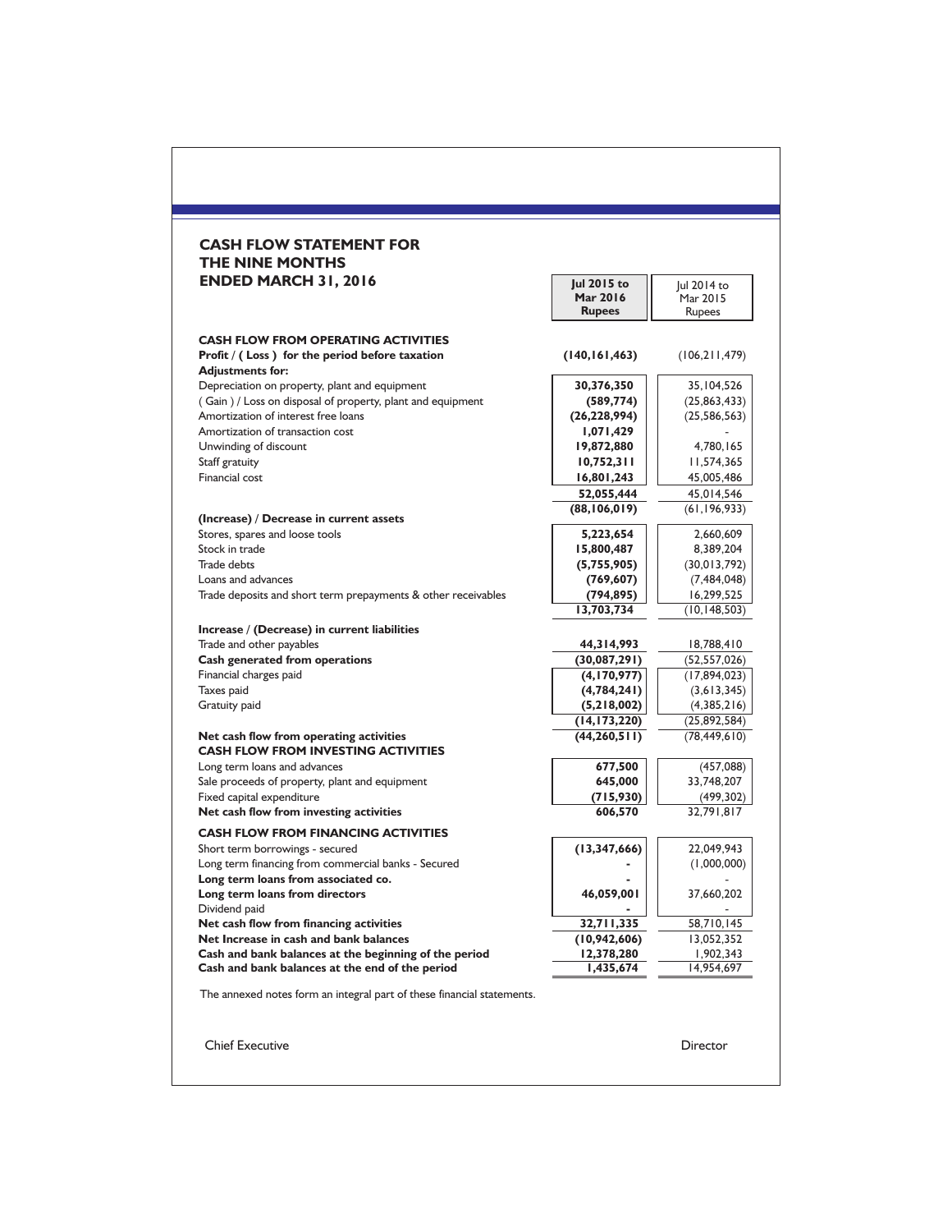## CASH FLOW STATEMENT FOR THE NINE MONTHS ENDED MARCH 31, 2016

| | **Jul 2015 to Mar 2016 Rupees** | Jul 2014 to Mar 2015 Rupees |
|---|---|---|
| **CASH FLOW FROM OPERATING ACTIVITIES** | | |
| **Profit / ( Loss ) for the period before taxation** | **(140,161,463)** | (106,211,479) |
| **Adjustments for:** | | |
| Depreciation on property, plant and equipment | **30,376,350** | 35,104,526 |
| ( Gain ) / Loss on disposal of property, plant and equipment | **(589,774)** | (25,863,433) |
| Amortization of interest free loans | **(26,228,994)** | (25,586,563) |
| Amortization of transaction cost | **1,071,429** | - |
| Unwinding of discount | **19,872,880** | 4,780,165 |
| Staff gratuity | **10,752,311** | 11,574,365 |
| Financial cost | **16,801,243** | 45,005,486 |
| | **52,055,444** | 45,014,546 |
| | **(88,106,019)** | (61,196,933) |
| **(Increase) / Decrease in current assets** | | |
| Stores, spares and loose tools | **5,223,654** | 2,660,609 |
| Stock in trade | **15,800,487** | 8,389,204 |
| Trade debts | **(5,755,905)** | (30,013,792) |
| Loans and advances | **(769,607)** | (7,484,048) |
| Trade deposits and short term prepayments & other receivables | **(794,895)** | 16,299,525 |
| | **13,703,734** | (10,148,503) |
| **Increase / (Decrease) in current liabilities** | | |
| Trade and other payables | **44,314,993** | 18,788,410 |
| **Cash generated from operations** | **(30,087,291)** | (52,557,026) |
| Financial charges paid | **(4,170,977)** | (17,894,023) |
| Taxes paid | **(4,784,241)** | (3,613,345) |
| Gratuity paid | **(5,218,002)** | (4,385,216) |
| | **(14,173,220)** | (25,892,584) |
| **Net cash flow from operating activities** | **(44,260,511)** | (78,449,610) |
| **CASH FLOW FROM INVESTING ACTIVITIES** | | |
| Long term loans and advances | **677,500** | (457,088) |
| Sale proceeds of property, plant and equipment | **645,000** | 33,748,207 |
| Fixed capital expenditure | **(715,930)** | (499,302) |
| **Net cash flow from investing activities** | **606,570** | 32,791,817 |
| **CASH FLOW FROM FINANCING ACTIVITIES** | | |
| Short term borrowings - secured | **(13,347,666)** | 22,049,943 |
| Long term financing from commercial banks - Secured | **-** | (1,000,000) |
| **Long term loans from associated co.** | **-** | - |
| **Long term loans from directors** | **46,059,001** | 37,660,202 |
| Dividend paid | **-** | - |
| **Net cash flow from financing activities** | **32,711,335** | 58,710,145 |
| **Net Increase in cash and bank balances** | **(10,942,606)** | 13,052,352 |
| **Cash and bank balances at the beginning of the period** | **12,378,280** | 1,902,343 |
| **Cash and bank balances at the end of the period** | **1,435,674** | 14,954,697 |

The annexed notes form an integral part of these financial statements.

Chief Executive | Director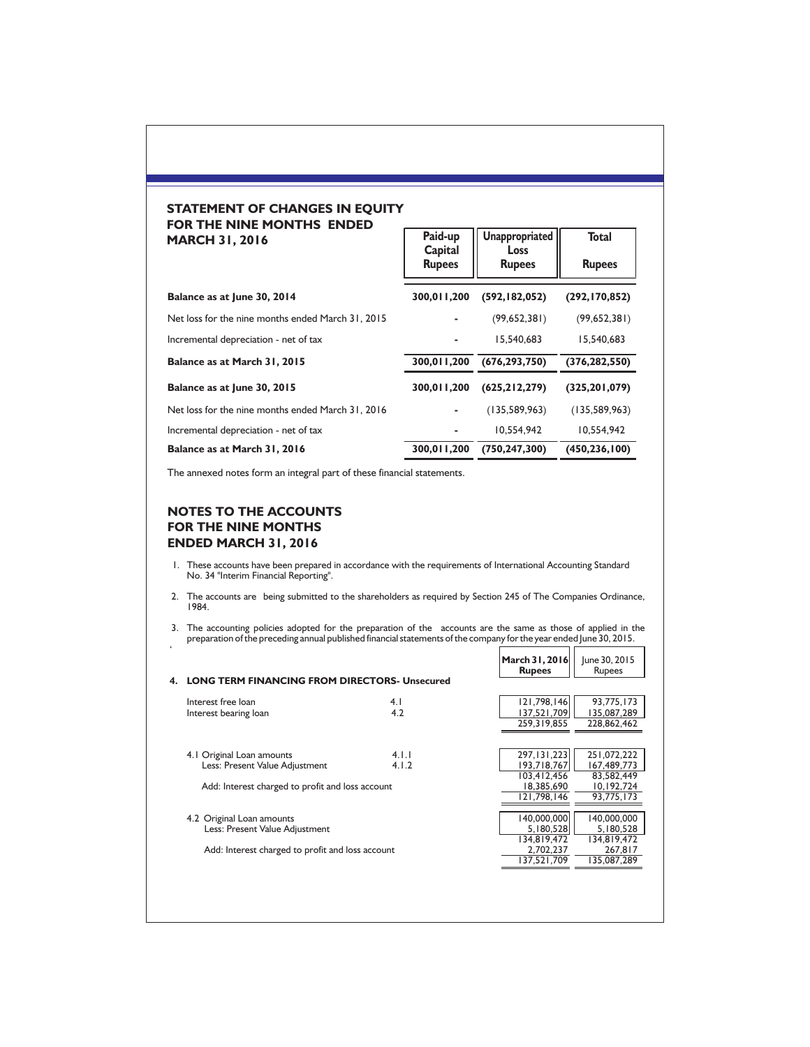## STATEMENT OF CHANGES IN EQUITY FOR THE NINE MONTHS ENDED MARCH 31, 2016

| | Paid-up Capital Rupees | Unappropriated Loss Rupees | Total Rupees |
|---|---|---|---|
| **Balance as at June 30, 2014** | **300,011,200** | **(592,182,052)** | **(292,170,852)** |
| Net loss for the nine months ended March 31, 2015 | - | (99,652,381) | (99,652,381) |
| Incremental depreciation - net of tax | - | 15,540,683 | 15,540,683 |
| **Balance as at March 31, 2015** | **300,011,200** | **(676,293,750)** | **(376,282,550)** |
| **Balance as at June 30, 2015** | **300,011,200** | **(625,212,279)** | **(325,201,079)** |
| Net loss for the nine months ended March 31, 2016 | - | (135,589,963) | (135,589,963) |
| Incremental depreciation - net of tax | - | 10,554,942 | 10,554,942 |
| **Balance as at March 31, 2016** | **300,011,200** | **(750,247,300)** | **(450,236,100)** |

The annexed notes form an integral part of these financial statements.

## NOTES TO THE ACCOUNTS FOR THE NINE MONTHS ENDED MARCH 31, 2016

1. These accounts have been prepared in accordance with the requirements of International Accounting Standard No. 34 "Interim Financial Reporting".
2. The accounts are being submitted to the shareholders as required by Section 245 of The Companies Ordinance, 1984.
3. The accounting policies adopted for the preparation of the accounts are the same as those of applied in the preparation of the preceding annual published financial statements of the company for the year ended June 30, 2015.

| | | March 31, 2016 Rupees | June 30, 2015 Rupees |
|---|---|---|---|
| **4. LONG TERM FINANCING FROM DIRECTORS- Unsecured** | | | |
| Interest free loan | 4.1 | 121,798,146 | 93,775,173 |
| Interest bearing loan | 4.2 | 137,521,709 | 135,087,289 |
| | | 259,319,855 | 228,862,462 |
| 4.1 Original Loan amounts | 4.1.1 | 297,131,223 | 251,072,222 |
| Less: Present Value Adjustment | 4.1.2 | 193,718,767 | 167,489,773 |
| | | 103,412,456 | 83,582,449 |
| Add: Interest charged to profit and loss account | | 18,385,690 | 10,192,724 |
| | | 121,798,146 | 93,775,173 |
| 4.2 Original Loan amounts | | 140,000,000 | 140,000,000 |
| Less: Present Value Adjustment | | 5,180,528 | 5,180,528 |
| | | 134,819,472 | 134,819,472 |
| Add: Interest charged to profit and loss account | | 2,702,237 | 267,817 |
| | | 137,521,709 | 135,087,289 |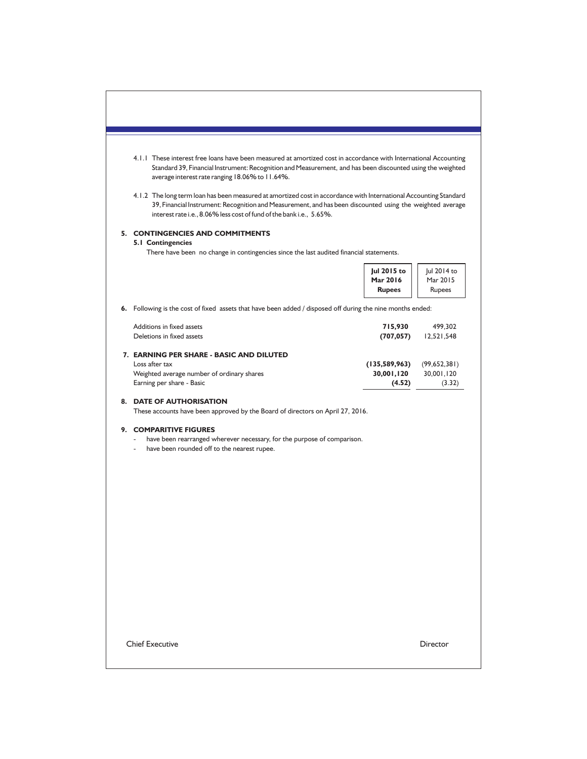4.1.1 These interest free loans have been measured at amortized cost in accordance with International Accounting Standard 39, Financial Instrument: Recognition and Measurement, and has been discounted using the weighted average interest rate ranging 18.06% to 11.64%.

4.1.2 The long term loan has been measured at amortized cost in accordance with International Accounting Standard 39, Financial Instrument: Recognition and Measurement, and has been discounted using the weighted average interest rate i.e., 8.06% less cost of fund of the bank i.e., 5.65%.

## 5. CONTINGENCIES AND COMMITMENTS

### 5.1 Contingencies

There have been no change in contingencies since the last audited financial statements.

| | **Jul 2015 to Mar 2016 Rupees** | Jul 2014 to Mar 2015 Rupees |
|---|---|---|
| **6.** Following is the cost of fixed assets that have been added / disposed off during the nine months ended: | | |
| Additions in fixed assets | **715,930** | 499,302 |
| Deletions in fixed assets | **(707,057)** | 12,521,548 |
| **7. EARNING PER SHARE - BASIC AND DILUTED** | | |
| Loss after tax | **(135,589,963)** | (99,652,381) |
| Weighted average number of ordinary shares | **30,001,120** | 30,001,120 |
| Earning per share - Basic | **(4.52)** | (3.32) |

## 8. DATE OF AUTHORISATION

These accounts have been approved by the Board of directors on April 27, 2016.

## 9. COMPARITIVE FIGURES

- have been rearranged wherever necessary, for the purpose of comparison.
- have been rounded off to the nearest rupee.

Chief Executive　　　　　　Director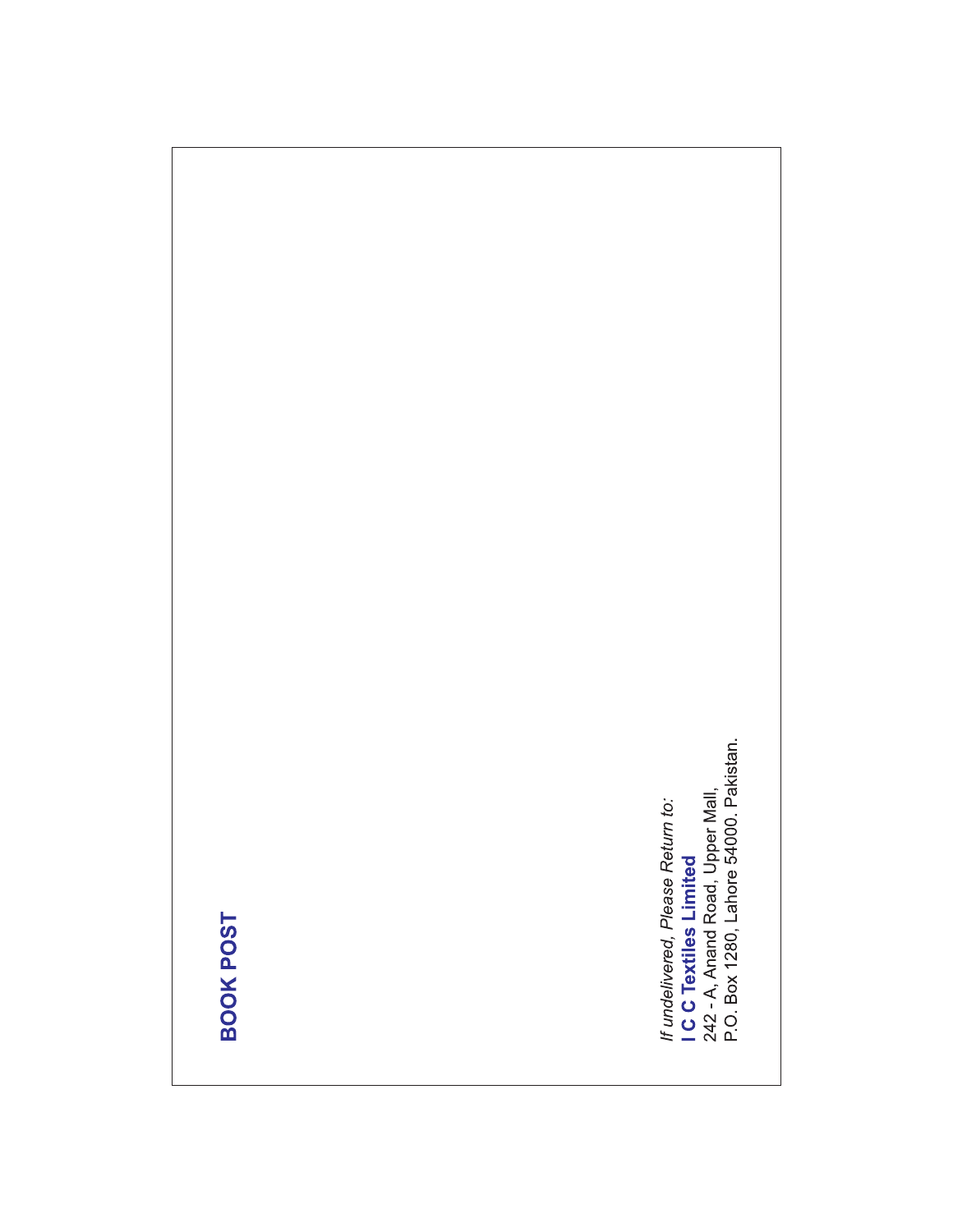**BOOK POST**

*If undelivered, Please Return to:*

**I C C Textiles Limited**

242 - A, Anand Road, Upper Mall,

P.O. Box 1280, Lahore 54000. Pakistan.